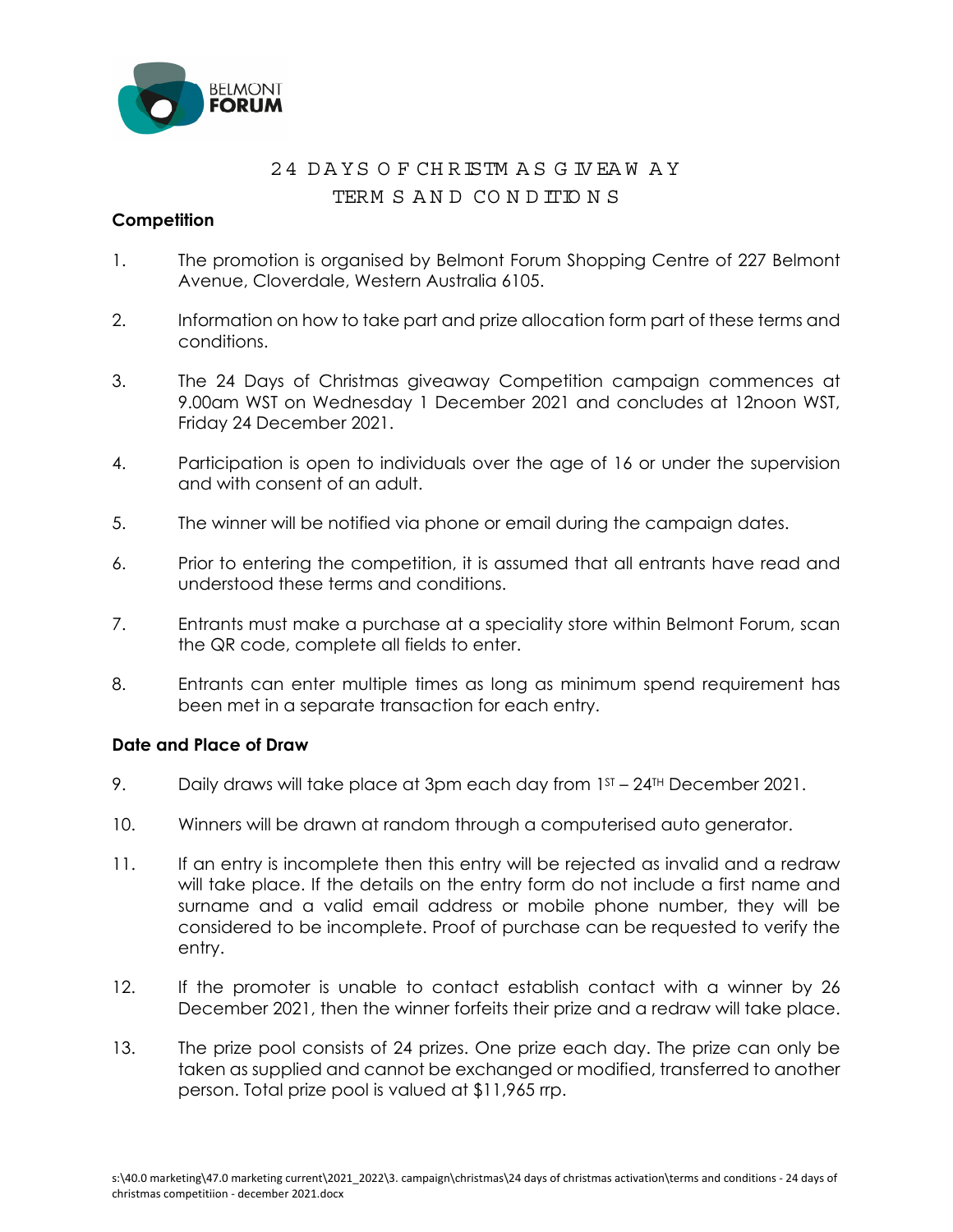BELMONT FORUM

# 24 DAYS OF CHRISTMAS GIVEAWAY TERMS AND CONDITIONS

**Competition**

1. The promotion is organised by Belmont Forum Shopping Centre of 227 Belmont Avenue, Cloverdale, Western Australia 6105.

2. Information on how to take part and prize allocation form part of these terms and conditions.

3. The 24 Days of Christmas giveaway Competition campaign commences at 9.00am WST on Wednesday 1 December 2021 and concludes at 12noon WST, Friday 24 December 2021.

4. Participation is open to individuals over the age of 16 or under the supervision and with consent of an adult.

5. The winner will be notified via phone or email during the campaign dates.

6. Prior to entering the competition, it is assumed that all entrants have read and understood these terms and conditions.

7. Entrants must make a purchase at a speciality store within Belmont Forum, scan the QR code, complete all fields to enter.

8. Entrants can enter multiple times as long as minimum spend requirement has been met in a separate transaction for each entry.

**Date and Place of Draw**

9. Daily draws will take place at 3pm each day from 1ST – 24TH December 2021.

10. Winners will be drawn at random through a computerised auto generator.

11. If an entry is incomplete then this entry will be rejected as invalid and a redraw will take place. If the details on the entry form do not include a first name and surname and a valid email address or mobile phone number, they will be considered to be incomplete. Proof of purchase can be requested to verify the entry.

12. If the promoter is unable to contact establish contact with a winner by 26 December 2021, then the winner forfeits their prize and a redraw will take place.

13. The prize pool consists of 24 prizes. One prize each day. The prize can only be taken as supplied and cannot be exchanged or modified, transferred to another person. Total prize pool is valued at $11,965 rrp.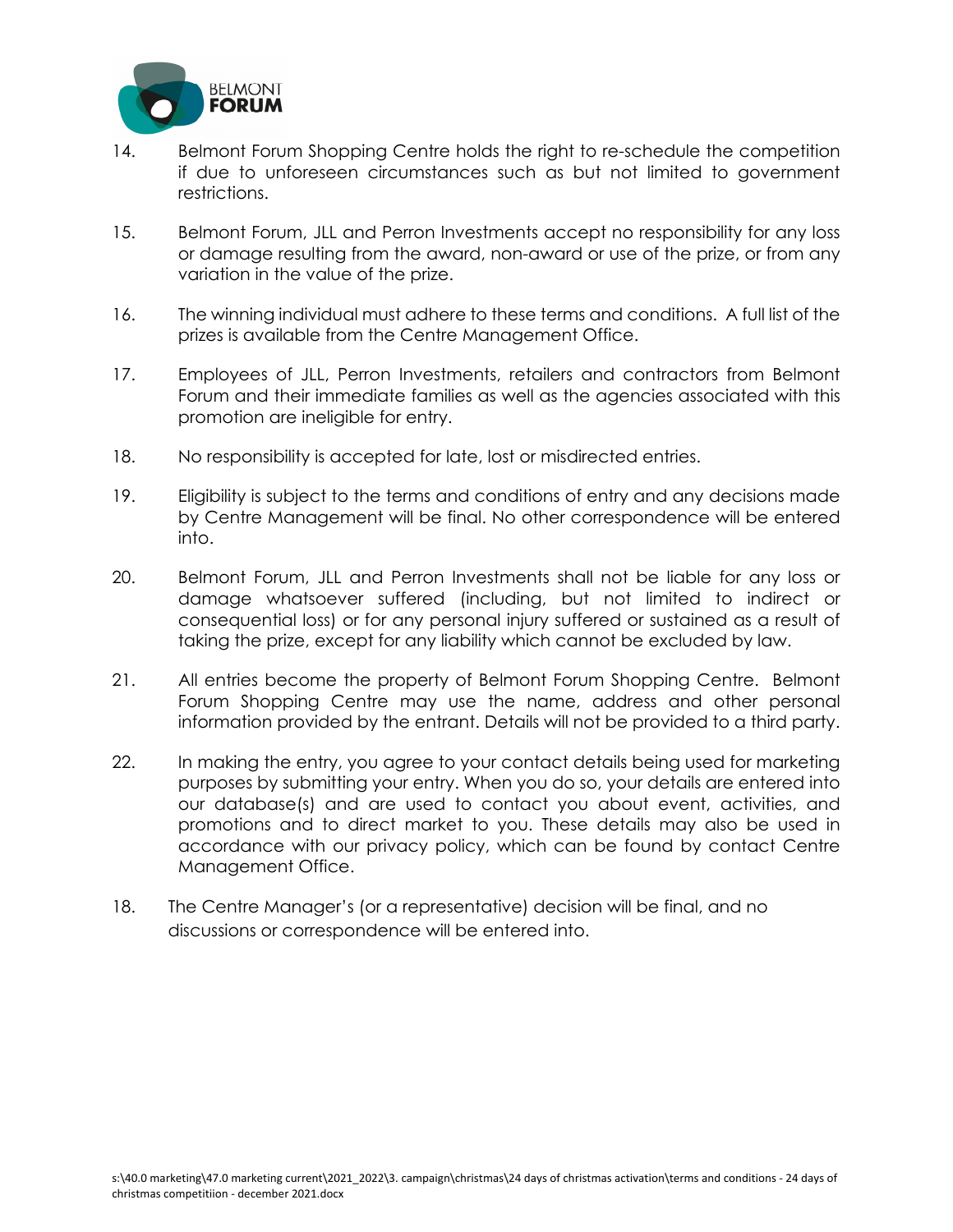14. Belmont Forum Shopping Centre holds the right to re-schedule the competition if due to unforeseen circumstances such as but not limited to government restrictions.

15. Belmont Forum, JLL and Perron Investments accept no responsibility for any loss or damage resulting from the award, non-award or use of the prize, or from any variation in the value of the prize.

16. The winning individual must adhere to these terms and conditions. A full list of the prizes is available from the Centre Management Office.

17. Employees of JLL, Perron Investments, retailers and contractors from Belmont Forum and their immediate families as well as the agencies associated with this promotion are ineligible for entry.

18. No responsibility is accepted for late, lost or misdirected entries.

19. Eligibility is subject to the terms and conditions of entry and any decisions made by Centre Management will be final. No other correspondence will be entered into.

20. Belmont Forum, JLL and Perron Investments shall not be liable for any loss or damage whatsoever suffered (including, but not limited to indirect or consequential loss) or for any personal injury suffered or sustained as a result of taking the prize, except for any liability which cannot be excluded by law.

21. All entries become the property of Belmont Forum Shopping Centre. Belmont Forum Shopping Centre may use the name, address and other personal information provided by the entrant. Details will not be provided to a third party.

22. In making the entry, you agree to your contact details being used for marketing purposes by submitting your entry. When you do so, your details are entered into our database(s) and are used to contact you about event, activities, and promotions and to direct market to you. These details may also be used in accordance with our privacy policy, which can be found by contact Centre Management Office.

18\. The Centre Manager's (or a representative) decision will be final, and no discussions or correspondence will be entered into.

s:\40.0 marketing\47.0 marketing current\2021_2022\3. campaign\christmas\24 days of christmas activation\terms and conditions - 24 days of christmas competitiion - december 2021.docx